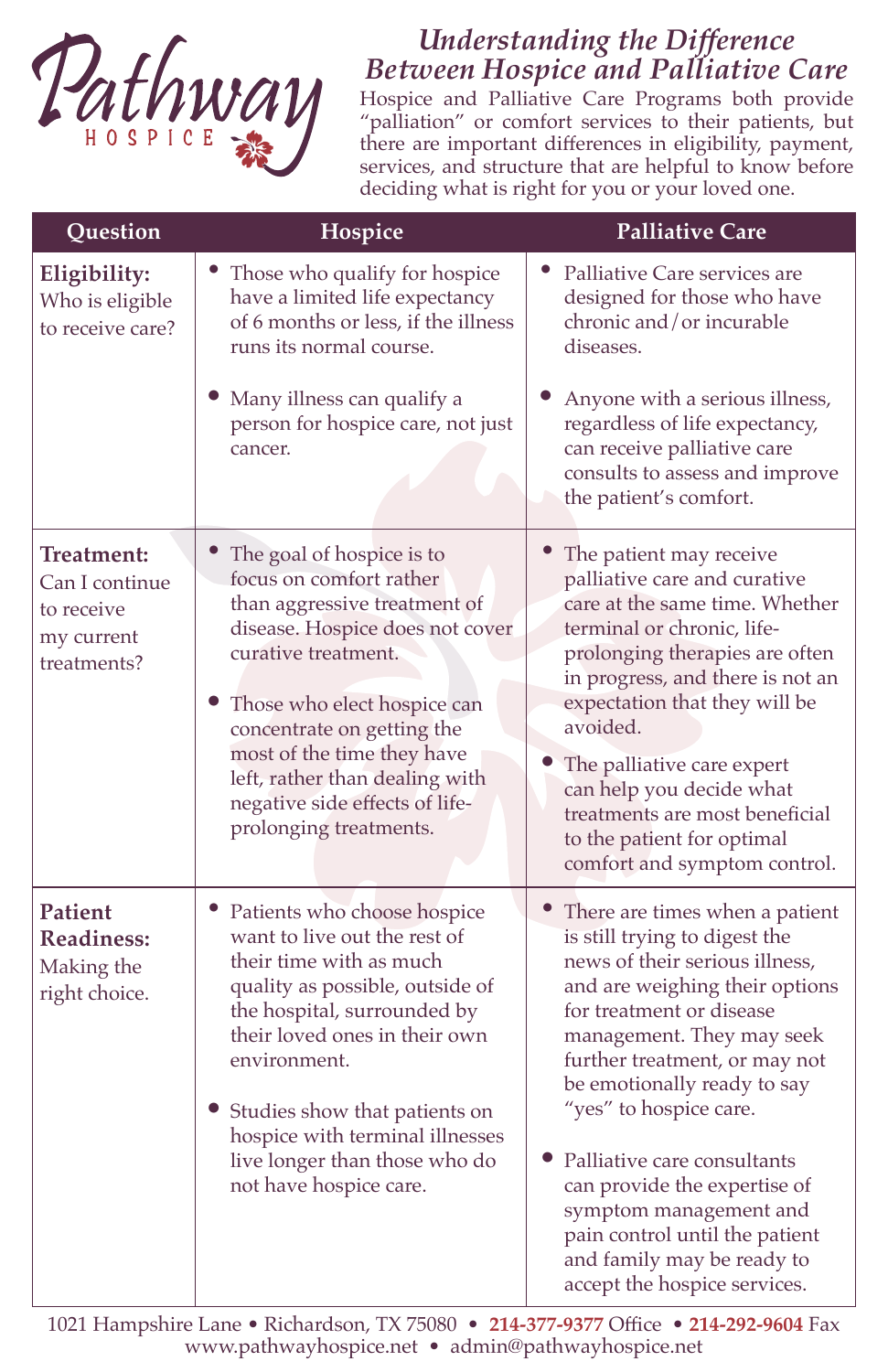Pathway HOSPICE

# *Understanding the Difference Between Hospice and Palliative Care*

Hospice and Palliative Care Programs both provide "palliation" or comfort services to their patients, but there are important differences in eligibility, payment, services, and structure that are helpful to know before deciding what is right for you or your loved one.

| Question | Hospice | Palliative Care |
|---|---|---|
| **Eligibility:** Who is eligible to receive care? | • Those who qualify for hospice have a limited life expectancy of 6 months or less, if the illness runs its normal course.<br>• Many illness can qualify a person for hospice care, not just cancer. | • Palliative Care services are designed for those who have chronic and/or incurable diseases.<br>• Anyone with a serious illness, regardless of life expectancy, can receive palliative care consults to assess and improve the patient's comfort. |
| **Treatment:** Can I continue to receive my current treatments? | • The goal of hospice is to focus on comfort rather than aggressive treatment of disease. Hospice does not cover curative treatment.<br>• Those who elect hospice can concentrate on getting the most of the time they have left, rather than dealing with negative side effects of life-prolonging treatments. | • The patient may receive palliative care and curative care at the same time. Whether terminal or chronic, life-prolonging therapies are often in progress, and there is not an expectation that they will be avoided.<br>• The palliative care expert can help you decide what treatments are most beneficial to the patient for optimal comfort and symptom control. |
| **Patient Readiness:** Making the right choice. | • Patients who choose hospice want to live out the rest of their time with as much quality as possible, outside of the hospital, surrounded by their loved ones in their own environment.<br>• Studies show that patients on hospice with terminal illnesses live longer than those who do not have hospice care. | • There are times when a patient is still trying to digest the news of their serious illness, and are weighing their options for treatment or disease management. They may seek further treatment, or may not be emotionally ready to say "yes" to hospice care.<br>• Palliative care consultants can provide the expertise of symptom management and pain control until the patient and family may be ready to accept the hospice services. |

1021 Hampshire Lane • Richardson, TX 75080 • **214-377-9377** Office • **214-292-9604** Fax
www.pathwayhospice.net • admin@pathwayhospice.net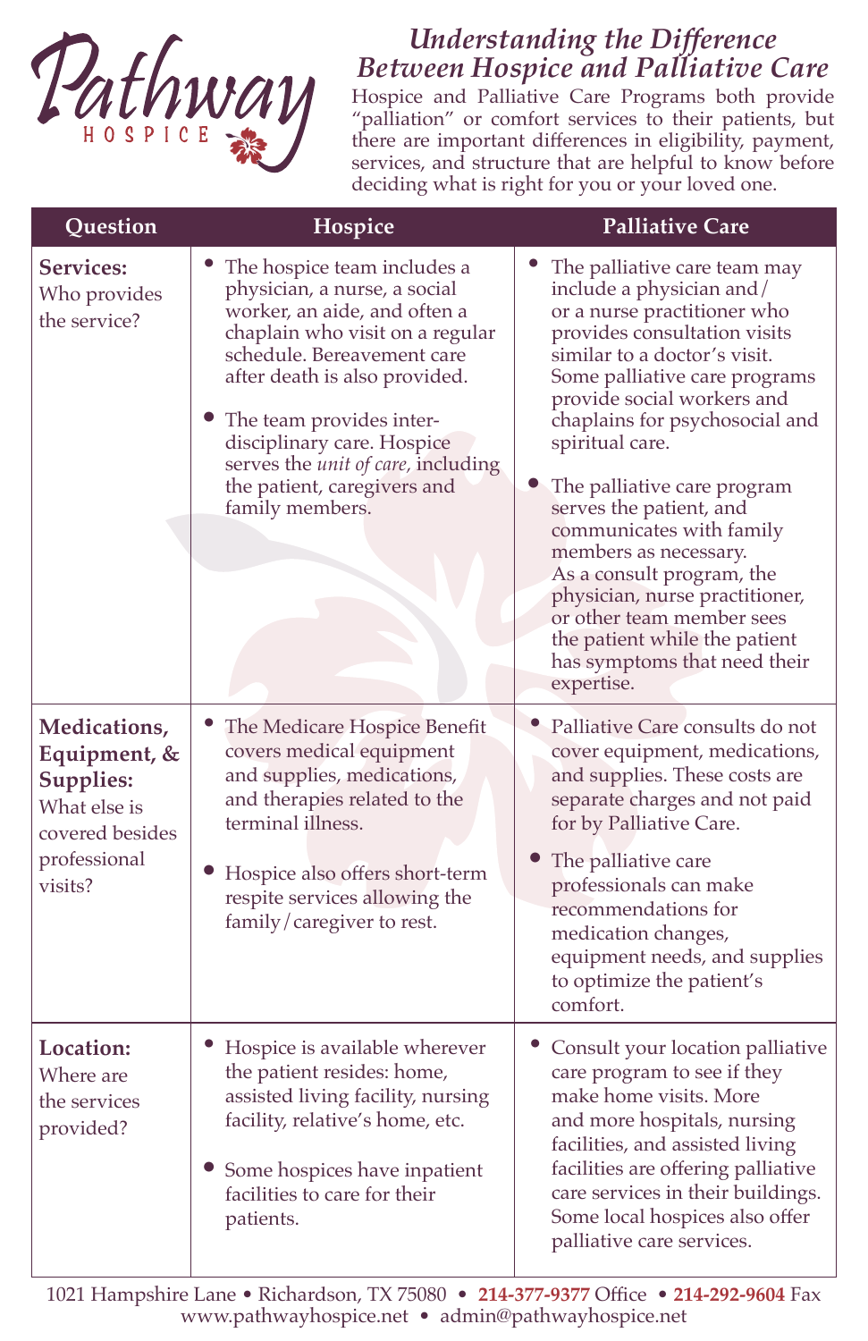Pathway HOSPICE

# Understanding the Difference Between Hospice and Palliative Care

Hospice and Palliative Care Programs both provide "palliation" or comfort services to their patients, but there are important differences in eligibility, payment, services, and structure that are helpful to know before deciding what is right for you or your loved one.

| Question | Hospice | Palliative Care |
| --- | --- | --- |
| **Services:** Who provides the service? | • The hospice team includes a physician, a nurse, a social worker, an aide, and often a chaplain who visit on a regular schedule. Bereavement care after death is also provided.<br>• The team provides inter-disciplinary care. Hospice serves the *unit of care,* including the patient, caregivers and family members. | • The palliative care team may include a physician and/or a nurse practitioner who provides consultation visits similar to a doctor's visit. Some palliative care programs provide social workers and chaplains for psychosocial and spiritual care.<br>• The palliative care program serves the patient, and communicates with family members as necessary. As a consult program, the physician, nurse practitioner, or other team member sees the patient while the patient has symptoms that need their expertise. |
| **Medications, Equipment, & Supplies:** What else is covered besides professional visits? | • The Medicare Hospice Benefit covers medical equipment and supplies, medications, and therapies related to the terminal illness.<br>• Hospice also offers short-term respite services allowing the family/caregiver to rest. | • Palliative Care consults do not cover equipment, medications, and supplies. These costs are separate charges and not paid for by Palliative Care.<br>• The palliative care professionals can make recommendations for medication changes, equipment needs, and supplies to optimize the patient's comfort. |
| **Location:** Where are the services provided? | • Hospice is available wherever the patient resides: home, assisted living facility, nursing facility, relative's home, etc.<br>• Some hospices have inpatient facilities to care for their patients. | • Consult your location palliative care program to see if they make home visits. More and more hospitals, nursing facilities, and assisted living facilities are offering palliative care services in their buildings. Some local hospices also offer palliative care services. |

1021 Hampshire Lane • Richardson, TX 75080 • **214-377-9377** Office • **214-292-9604** Fax
www.pathwayhospice.net • admin@pathwayhospice.net